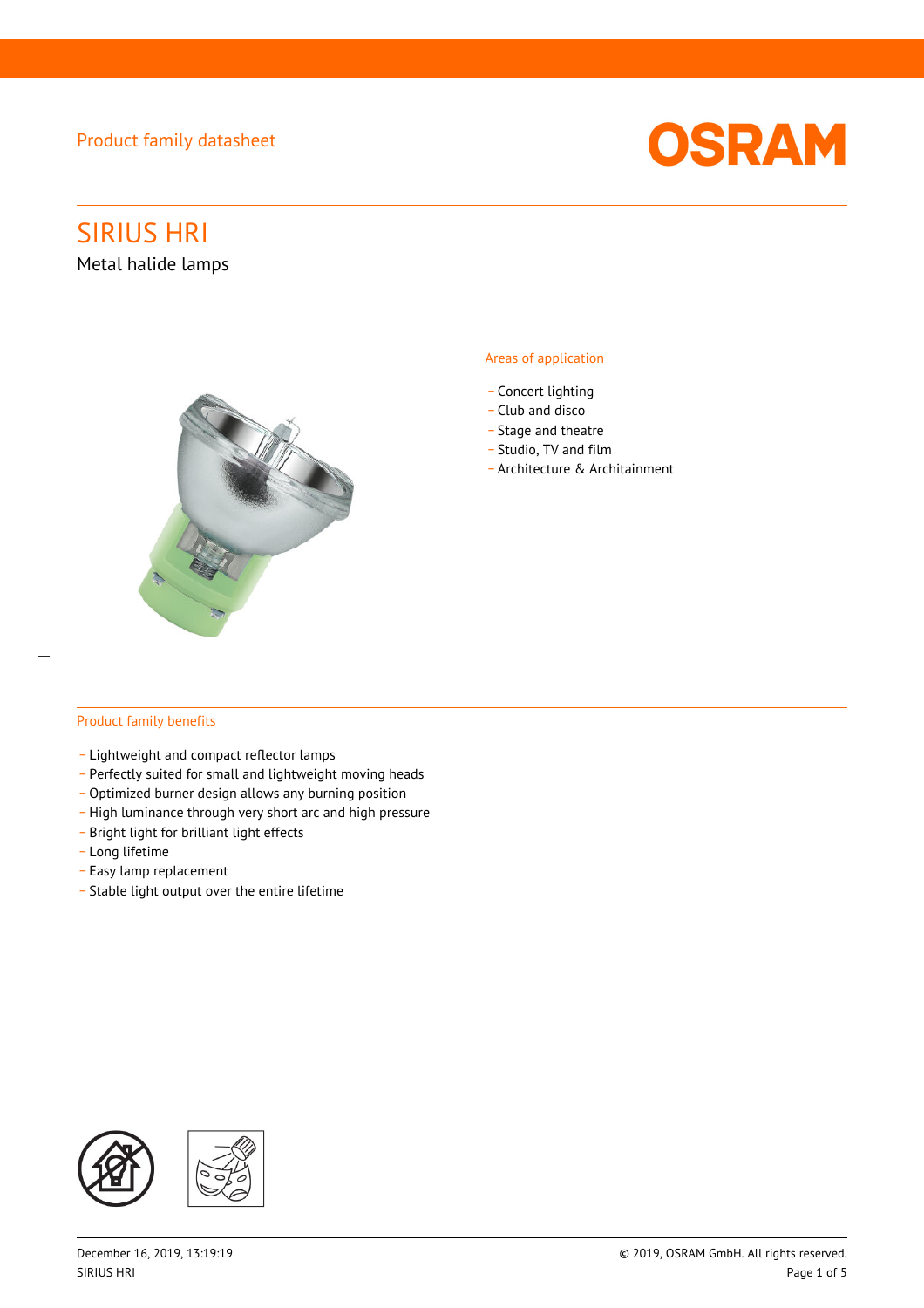Product family datasheet

OSRAM

# SIRIUS HRI

## Metal halide lamps

### Areas of application

- Concert lighting
- Club and disco
- Stage and theatre
- Studio, TV and film
- Architecture & Architainment

### Product family benefits

- Lightweight and compact reflector lamps
- Perfectly suited for small and lightweight moving heads
- Optimized burner design allows any burning position
- High luminance through very short arc and high pressure
- Bright light for brilliant light effects
- Long lifetime
- Easy lamp replacement
- Stable light output over the entire lifetime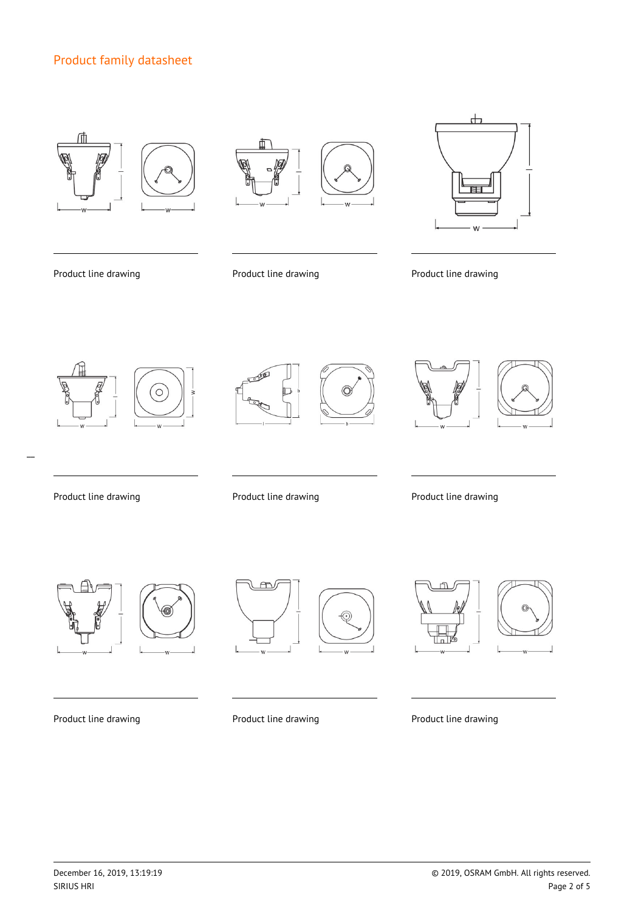## Product family datasheet

Product line drawing

Product line drawing

Product line drawing

Product line drawing

Product line drawing

Product line drawing

Product line drawing

Product line drawing

Product line drawing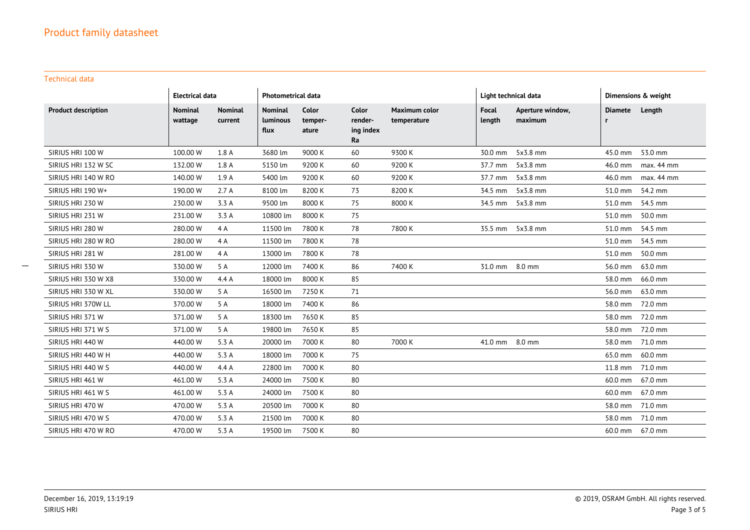## Technical data

| | Electrical data | | Photometrical data | | | | Light technical data | | Dimensions & weight | |
|---|---|---|---|---|---|---|---|---|---|---|
| **Product description** | **Nominal wattage** | **Nominal current** | **Nominal luminous flux** | **Color temper-ature** | **Color render-ing index Ra** | **Maximum color temperature** | **Focal length** | **Aperture window, maximum** | **Diameter** | **Length** |
| SIRIUS HRI 100 W | 100.00 W | 1.8 A | 3680 lm | 9000 K | 60 | 9300 K | 30.0 mm | 5x3.8 mm | 45.0 mm | 53.0 mm |
| SIRIUS HRI 132 W SC | 132.00 W | 1.8 A | 5150 lm | 9200 K | 60 | 9200 K | 37.7 mm | 5x3.8 mm | 46.0 mm | max. 44 mm |
| SIRIUS HRI 140 W RO | 140.00 W | 1.9 A | 5400 lm | 9200 K | 60 | 9200 K | 37.7 mm | 5x3.8 mm | 46.0 mm | max. 44 mm |
| SIRIUS HRI 190 W+ | 190.00 W | 2.7 A | 8100 lm | 8200 K | 73 | 8200 K | 34.5 mm | 5x3.8 mm | 51.0 mm | 54.2 mm |
| SIRIUS HRI 230 W | 230.00 W | 3.3 A | 9500 lm | 8000 K | 75 | 8000 K | 34.5 mm | 5x3.8 mm | 51.0 mm | 54.5 mm |
| SIRIUS HRI 231 W | 231.00 W | 3.3 A | 10800 lm | 8000 K | 75 | | | | 51.0 mm | 50.0 mm |
| SIRIUS HRI 280 W | 280.00 W | 4 A | 11500 lm | 7800 K | 78 | 7800 K | 35.5 mm | 5x3.8 mm | 51.0 mm | 54.5 mm |
| SIRIUS HRI 280 W RO | 280.00 W | 4 A | 11500 lm | 7800 K | 78 | | | | 51.0 mm | 54.5 mm |
| SIRIUS HRI 281 W | 281.00 W | 4 A | 13000 lm | 7800 K | 78 | | | | 51.0 mm | 50.0 mm |
| SIRIUS HRI 330 W | 330.00 W | 5 A | 12000 lm | 7400 K | 86 | 7400 K | 31.0 mm | 8.0 mm | 56.0 mm | 63.0 mm |
| SIRIUS HRI 330 W X8 | 330.00 W | 4.4 A | 18000 lm | 8000 K | 85 | | | | 58.0 mm | 66.0 mm |
| SIRIUS HRI 330 W XL | 330.00 W | 5 A | 16500 lm | 7250 K | 71 | | | | 56.0 mm | 63.0 mm |
| SIRIUS HRI 370W LL | 370.00 W | 5 A | 18000 lm | 7400 K | 86 | | | | 58.0 mm | 72.0 mm |
| SIRIUS HRI 371 W | 371.00 W | 5 A | 18300 lm | 7650 K | 85 | | | | 58.0 mm | 72.0 mm |
| SIRIUS HRI 371 W S | 371.00 W | 5 A | 19800 lm | 7650 K | 85 | | | | 58.0 mm | 72.0 mm |
| SIRIUS HRI 440 W | 440.00 W | 5.3 A | 20000 lm | 7000 K | 80 | 7000 K | 41.0 mm | 8.0 mm | 58.0 mm | 71.0 mm |
| SIRIUS HRI 440 W H | 440.00 W | 5.3 A | 18000 lm | 7000 K | 75 | | | | 65.0 mm | 60.0 mm |
| SIRIUS HRI 440 W S | 440.00 W | 4.4 A | 22800 lm | 7000 K | 80 | | | | 11.8 mm | 71.0 mm |
| SIRIUS HRI 461 W | 461.00 W | 5.3 A | 24000 lm | 7500 K | 80 | | | | 60.0 mm | 67.0 mm |
| SIRIUS HRI 461 W S | 461.00 W | 5.3 A | 24000 lm | 7500 K | 80 | | | | 60.0 mm | 67.0 mm |
| SIRIUS HRI 470 W | 470.00 W | 5.3 A | 20500 lm | 7000 K | 80 | | | | 58.0 mm | 71.0 mm |
| SIRIUS HRI 470 W S | 470.00 W | 5.3 A | 21500 lm | 7000 K | 80 | | | | 58.0 mm | 71.0 mm |
| SIRIUS HRI 470 W RO | 470.00 W | 5.3 A | 19500 lm | 7500 K | 80 | | | | 60.0 mm | 67.0 mm |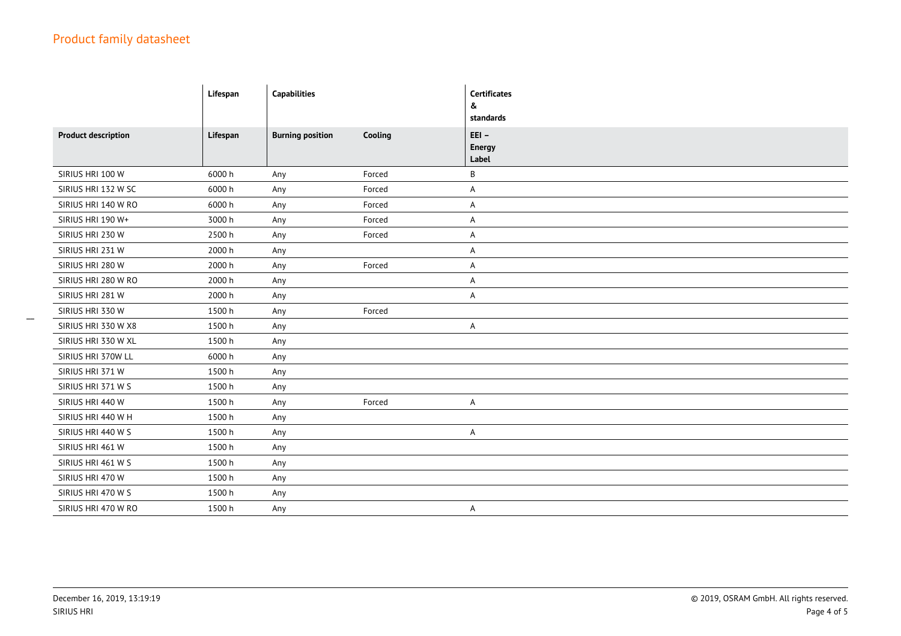## Product family datasheet

| | Lifespan | Capabilities | | Certificates & standards |
|---|---|---|---|---|
| **Product description** | **Lifespan** | **Burning position** | **Cooling** | **EEI – Energy Label** |
| SIRIUS HRI 100 W | 6000 h | Any | Forced | B |
| SIRIUS HRI 132 W SC | 6000 h | Any | Forced | A |
| SIRIUS HRI 140 W RO | 6000 h | Any | Forced | A |
| SIRIUS HRI 190 W+ | 3000 h | Any | Forced | A |
| SIRIUS HRI 230 W | 2500 h | Any | Forced | A |
| SIRIUS HRI 231 W | 2000 h | Any | | A |
| SIRIUS HRI 280 W | 2000 h | Any | Forced | A |
| SIRIUS HRI 280 W RO | 2000 h | Any | | A |
| SIRIUS HRI 281 W | 2000 h | Any | | A |
| SIRIUS HRI 330 W | 1500 h | Any | Forced | |
| SIRIUS HRI 330 W X8 | 1500 h | Any | | A |
| SIRIUS HRI 330 W XL | 1500 h | Any | | |
| SIRIUS HRI 370W LL | 6000 h | Any | | |
| SIRIUS HRI 371 W | 1500 h | Any | | |
| SIRIUS HRI 371 W S | 1500 h | Any | | |
| SIRIUS HRI 440 W | 1500 h | Any | Forced | A |
| SIRIUS HRI 440 W H | 1500 h | Any | | |
| SIRIUS HRI 440 W S | 1500 h | Any | | A |
| SIRIUS HRI 461 W | 1500 h | Any | | |
| SIRIUS HRI 461 W S | 1500 h | Any | | |
| SIRIUS HRI 470 W | 1500 h | Any | | |
| SIRIUS HRI 470 W S | 1500 h | Any | | |
| SIRIUS HRI 470 W RO | 1500 h | Any | | A |

December 16, 2019, 13:19:19
SIRIUS HRI

© 2019, OSRAM GmbH. All rights reserved.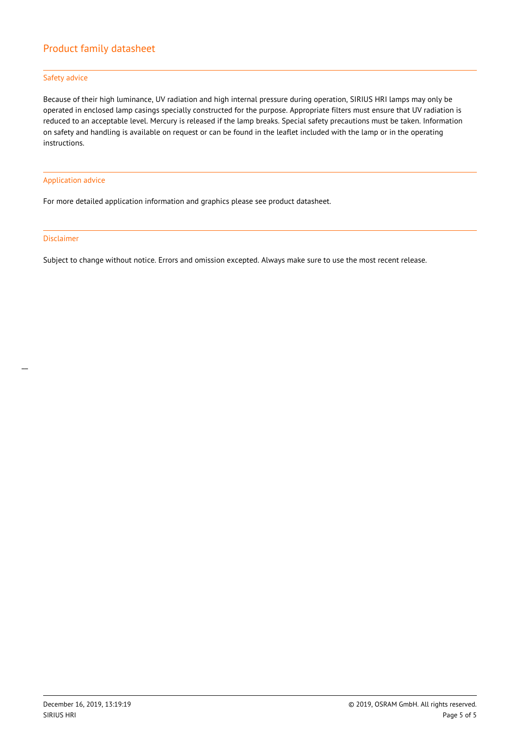## Safety advice

Because of their high luminance, UV radiation and high internal pressure during operation, SIRIUS HRI lamps may only be operated in enclosed lamp casings specially constructed for the purpose. Appropriate filters must ensure that UV radiation is reduced to an acceptable level. Mercury is released if the lamp breaks. Special safety precautions must be taken. Information on safety and handling is available on request or can be found in the leaflet included with the lamp or in the operating instructions.

## Application advice

For more detailed application information and graphics please see product datasheet.

## Disclaimer

Subject to change without notice. Errors and omission excepted. Always make sure to use the most recent release.